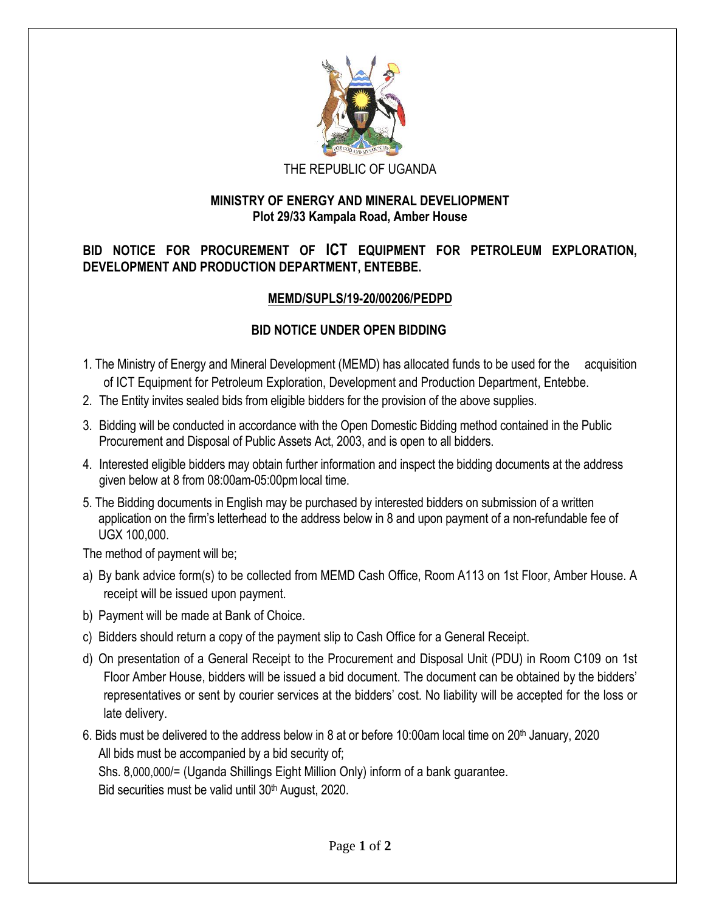THE REPUBLIC OF UGANDA

**MINISTRY OF ENERGY AND MINERAL DEVELIOPMENT**
**Plot 29/33 Kampala Road, Amber House**

## BID NOTICE FOR PROCUREMENT OF ICT EQUIPMENT FOR PETROLEUM EXPLORATION, DEVELOPMENT AND PRODUCTION DEPARTMENT, ENTEBBE.

**MEMD/SUPLS/19-20/00206/PEDPD**

**BID NOTICE UNDER OPEN BIDDING**

1. The Ministry of Energy and Mineral Development (MEMD) has allocated funds to be used for the acquisition of ICT Equipment for Petroleum Exploration, Development and Production Department, Entebbe.
2. The Entity invites sealed bids from eligible bidders for the provision of the above supplies.
3. Bidding will be conducted in accordance with the Open Domestic Bidding method contained in the Public Procurement and Disposal of Public Assets Act, 2003, and is open to all bidders.
4. Interested eligible bidders may obtain further information and inspect the bidding documents at the address given below at 8 from 08:00am-05:00pm local time.
5. The Bidding documents in English may be purchased by interested bidders on submission of a written application on the firm's letterhead to the address below in 8 and upon payment of a non-refundable fee of UGX 100,000.

The method of payment will be;

a) By bank advice form(s) to be collected from MEMD Cash Office, Room A113 on 1st Floor, Amber House. A receipt will be issued upon payment.
b) Payment will be made at Bank of Choice.
c) Bidders should return a copy of the payment slip to Cash Office for a General Receipt.
d) On presentation of a General Receipt to the Procurement and Disposal Unit (PDU) in Room C109 on 1st Floor Amber House, bidders will be issued a bid document. The document can be obtained by the bidders' representatives or sent by courier services at the bidders' cost. No liability will be accepted for the loss or late delivery.

6. Bids must be delivered to the address below in 8 at or before 10:00am local time on 20th January, 2020
   All bids must be accompanied by a bid security of;
   Shs. 8,000,000/= (Uganda Shillings Eight Million Only) inform of a bank guarantee.
   Bid securities must be valid until 30th August, 2020.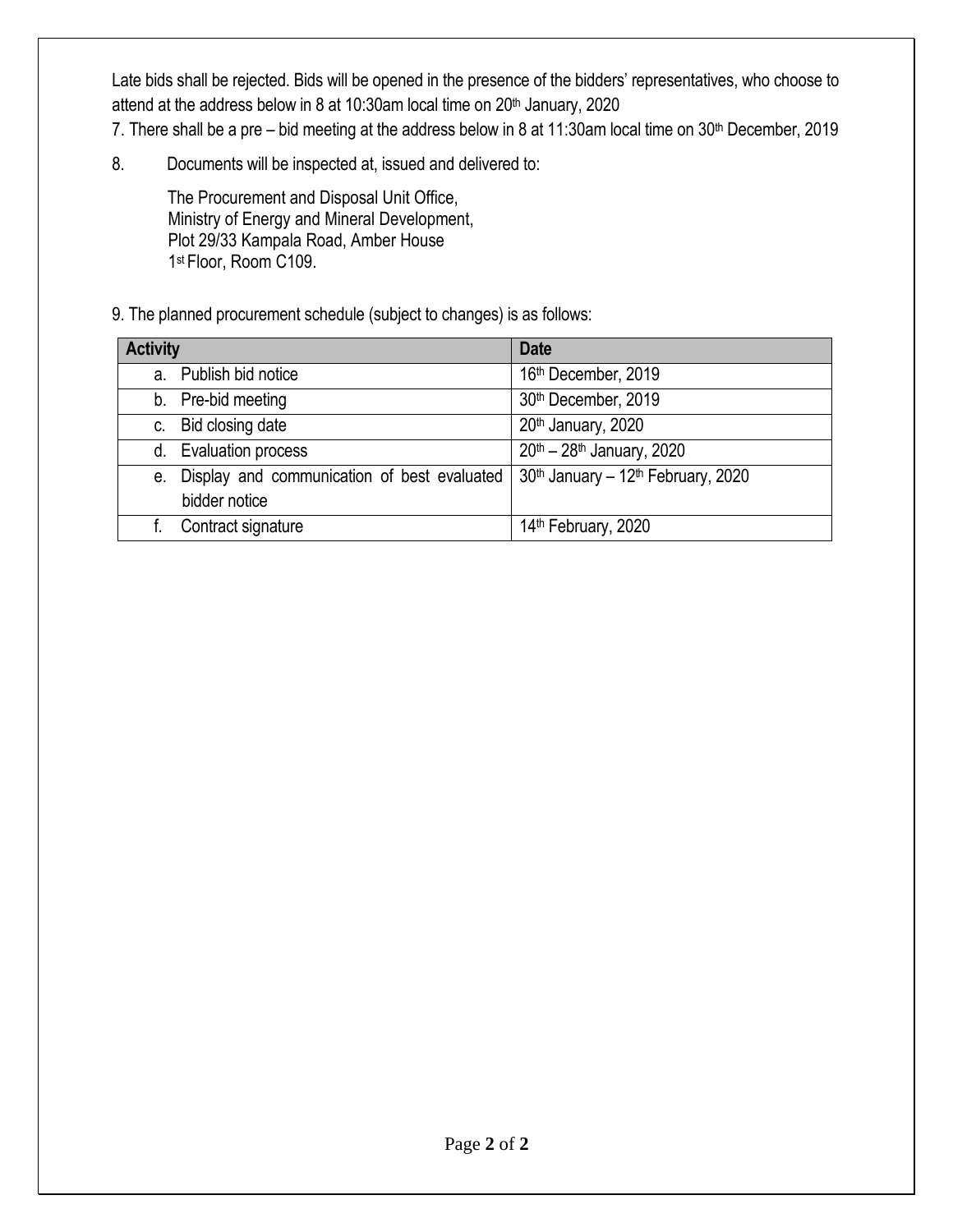Late bids shall be rejected. Bids will be opened in the presence of the bidders' representatives, who choose to attend at the address below in 8 at 10:30am local time on 20th January, 2020

7. There shall be a pre – bid meeting at the address below in 8 at 11:30am local time on 30th December, 2019

8. Documents will be inspected at, issued and delivered to:

   The Procurement and Disposal Unit Office,
   Ministry of Energy and Mineral Development,
   Plot 29/33 Kampala Road, Amber House
   1st Floor, Room C109.

9. The planned procurement schedule (subject to changes) is as follows:

| Activity | Date |
|---|---|
| a. Publish bid notice | 16th December, 2019 |
| b. Pre-bid meeting | 30th December, 2019 |
| c. Bid closing date | 20th January, 2020 |
| d. Evaluation process | 20th – 28th January, 2020 |
| e. Display and communication of best evaluated bidder notice | 30th January – 12th February, 2020 |
| f. Contract signature | 14th February, 2020 |